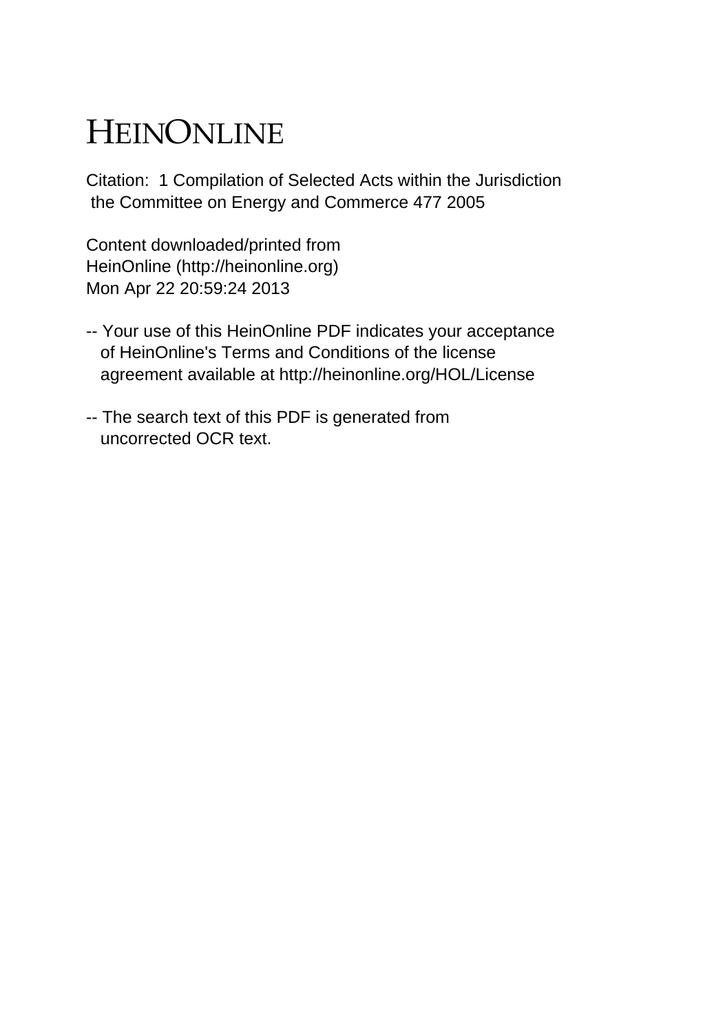# HEINONLINE

Citation: 1 Compilation of Selected Acts within the Jurisdiction the Committee on Energy and Commerce 477 2005

Content downloaded/printed from HeinOnline (http://heinonline.org) Mon Apr 22 20:59:24 2013

-- Your use of this HeinOnline PDF indicates your acceptance of HeinOnline's Terms and Conditions of the license agreement available at http://heinonline.org/HOL/License

-- The search text of this PDF is generated from uncorrected OCR text.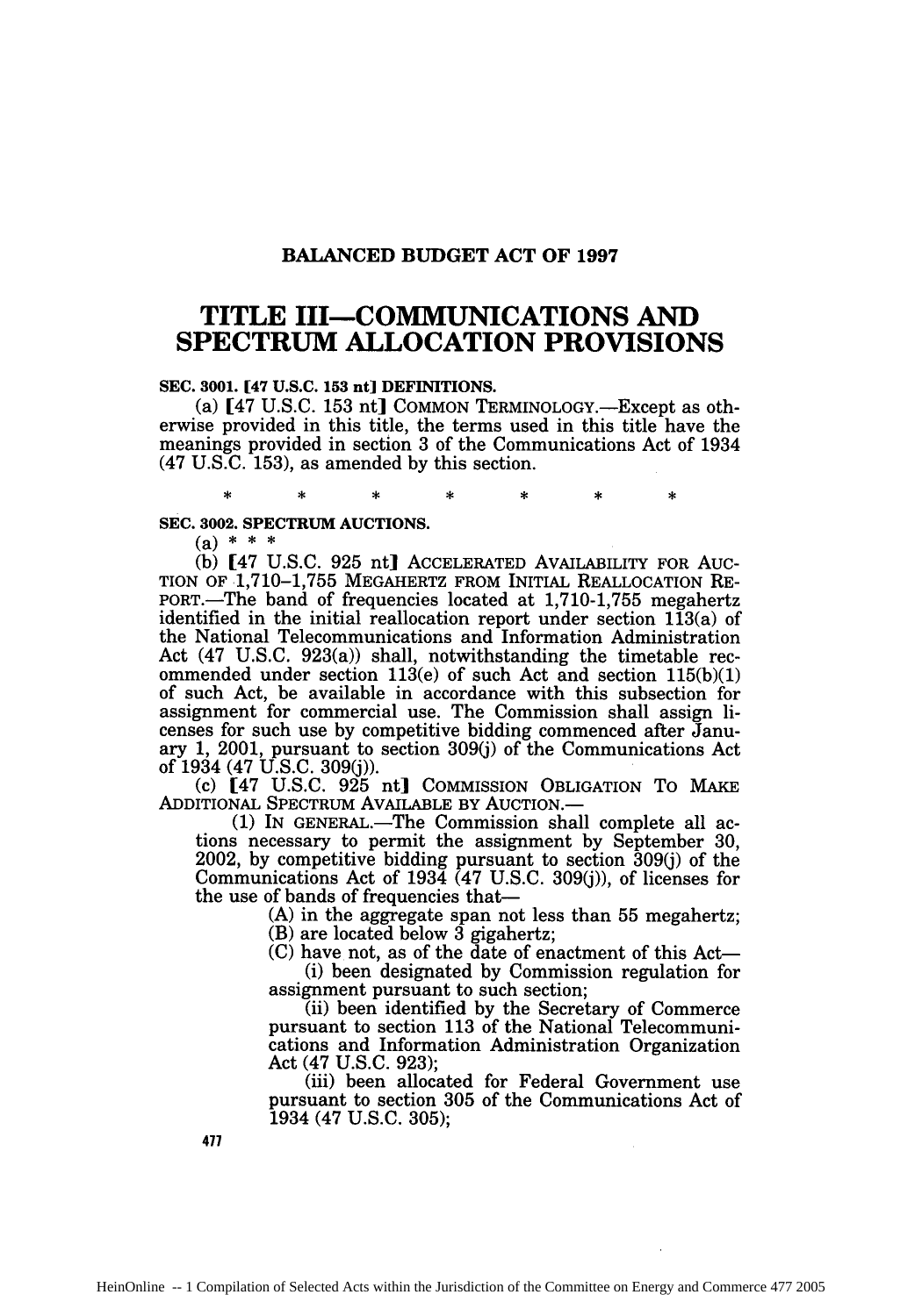**BALANCED BUDGET ACT OF 1997**

# TITLE III—COMMUNICATIONS AND SPECTRUM ALLOCATION PROVISIONS

**SEC. 3001. [47 U.S.C. 153 nt] DEFINITIONS.**

(a) [47 U.S.C. 153 nt] COMMON TERMINOLOGY.—Except as otherwise provided in this title, the terms used in this title have the meanings provided in section 3 of the Communications Act of 1934 (47 U.S.C. 153), as amended by this section.

\* \* \* \* \* \* \*

**SEC. 3002. SPECTRUM AUCTIONS.**

(a) \* \* \*

(b) [47 U.S.C. 925 nt] ACCELERATED AVAILABILITY FOR AUCTION OF 1,710–1,755 MEGAHERTZ FROM INITIAL REALLOCATION REPORT.—The band of frequencies located at 1,710-1,755 megahertz identified in the initial reallocation report under section 113(a) of the National Telecommunications and Information Administration Act (47 U.S.C. 923(a)) shall, notwithstanding the timetable recommended under section 113(e) of such Act and section 115(b)(1) of such Act, be available in accordance with this subsection for assignment for commercial use. The Commission shall assign licenses for such use by competitive bidding commenced after January 1, 2001, pursuant to section 309(j) of the Communications Act of 1934 (47 U.S.C. 309(j)).

(c) [47 U.S.C. 925 nt] COMMISSION OBLIGATION TO MAKE ADDITIONAL SPECTRUM AVAILABLE BY AUCTION.—

(1) IN GENERAL.—The Commission shall complete all actions necessary to permit the assignment by September 30, 2002, by competitive bidding pursuant to section 309(j) of the Communications Act of 1934 (47 U.S.C. 309(j)), of licenses for the use of bands of frequencies that—

(A) in the aggregate span not less than 55 megahertz;

(B) are located below 3 gigahertz;

(C) have not, as of the date of enactment of this Act—

(i) been designated by Commission regulation for assignment pursuant to such section;

(ii) been identified by the Secretary of Commerce pursuant to section 113 of the National Telecommunications and Information Administration Organization Act (47 U.S.C. 923);

(iii) been allocated for Federal Government use pursuant to section 305 of the Communications Act of 1934 (47 U.S.C. 305);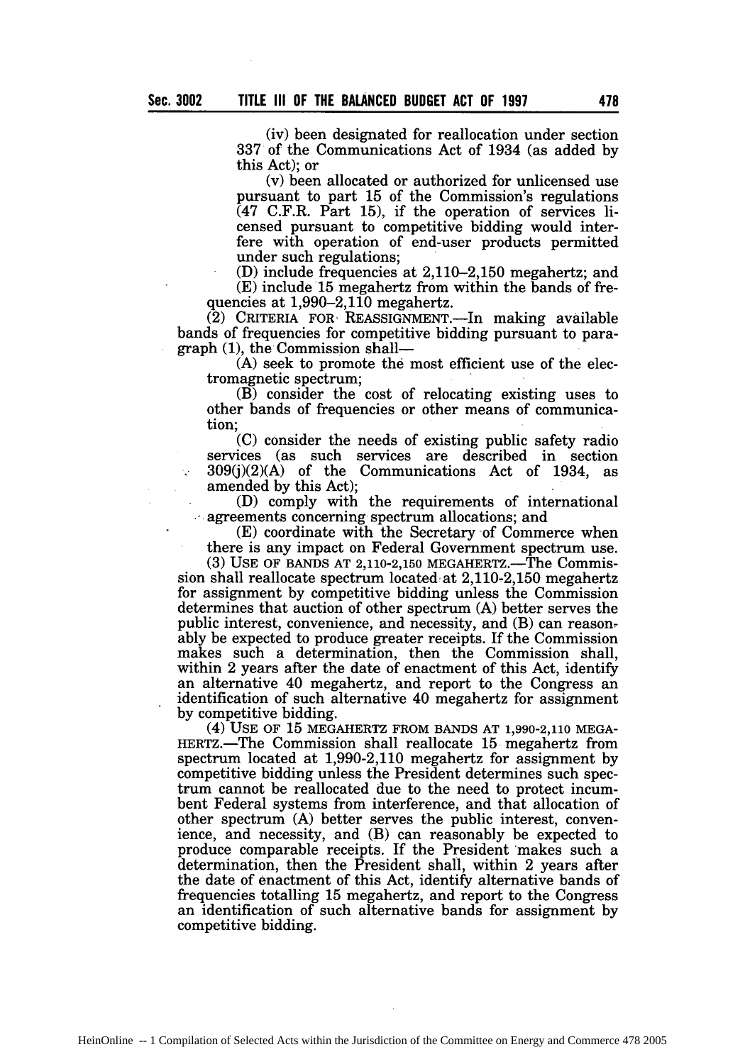(iv) been designated for reallocation under section 337 of the Communications Act of 1934 (as added by this Act); or

(v) been allocated or authorized for unlicensed use pursuant to part 15 of the Commission's regulations (47 C.F.R. Part 15), if the operation of services licensed pursuant to competitive bidding would interfere with operation of end-user products permitted under such regulations;

(D) include frequencies at 2,110–2,150 megahertz; and

(E) include 15 megahertz from within the bands of frequencies at 1,990–2,110 megahertz.

(2) CRITERIA FOR REASSIGNMENT.—In making available bands of frequencies for competitive bidding pursuant to paragraph (1), the Commission shall—

(A) seek to promote the most efficient use of the electromagnetic spectrum;

(B) consider the cost of relocating existing uses to other bands of frequencies or other means of communication;

(C) consider the needs of existing public safety radio services (as such services are described in section 309(j)(2)(A) of the Communications Act of 1934, as amended by this Act);

(D) comply with the requirements of international agreements concerning spectrum allocations; and

(E) coordinate with the Secretary of Commerce when there is any impact on Federal Government spectrum use.

(3) USE OF BANDS AT 2,110-2,150 MEGAHERTZ.—The Commission shall reallocate spectrum located at 2,110-2,150 megahertz for assignment by competitive bidding unless the Commission determines that auction of other spectrum (A) better serves the public interest, convenience, and necessity, and (B) can reasonably be expected to produce greater receipts. If the Commission makes such a determination, then the Commission shall, within 2 years after the date of enactment of this Act, identify an alternative 40 megahertz, and report to the Congress an identification of such alternative 40 megahertz for assignment by competitive bidding.

(4) USE OF 15 MEGAHERTZ FROM BANDS AT 1,990-2,110 MEGAHERTZ.—The Commission shall reallocate 15 megahertz from spectrum located at 1,990-2,110 megahertz for assignment by competitive bidding unless the President determines such spectrum cannot be reallocated due to the need to protect incumbent Federal systems from interference, and that allocation of other spectrum (A) better serves the public interest, convenience, and necessity, and (B) can reasonably be expected to produce comparable receipts. If the President makes such a determination, then the President shall, within 2 years after the date of enactment of this Act, identify alternative bands of frequencies totalling 15 megahertz, and report to the Congress an identification of such alternative bands for assignment by competitive bidding.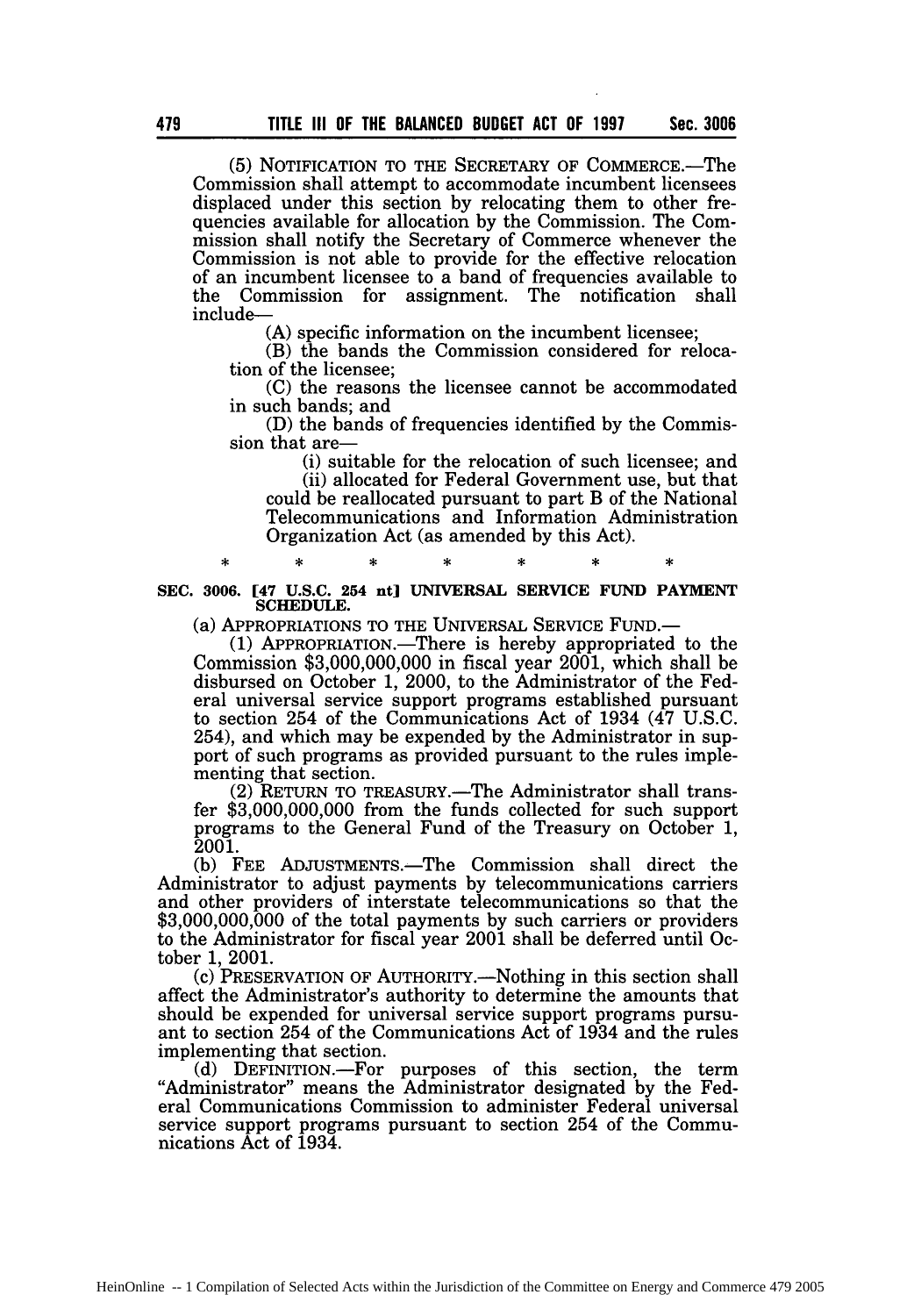(5) NOTIFICATION TO THE SECRETARY OF COMMERCE.—The Commission shall attempt to accommodate incumbent licensees displaced under this section by relocating them to other frequencies available for allocation by the Commission. The Commission shall notify the Secretary of Commerce whenever the Commission is not able to provide for the effective relocation of an incumbent licensee to a band of frequencies available to the Commission for assignment. The notification shall include—

(A) specific information on the incumbent licensee;

(B) the bands the Commission considered for relocation of the licensee;

(C) the reasons the licensee cannot be accommodated in such bands; and

(D) the bands of frequencies identified by the Commission that are—

(i) suitable for the relocation of such licensee; and

(ii) allocated for Federal Government use, but that could be reallocated pursuant to part B of the National Telecommunications and Information Administration Organization Act (as amended by this Act).

\* \* \* \* \* \* \*

**SEC. 3006. [47 U.S.C. 254 nt] UNIVERSAL SERVICE FUND PAYMENT SCHEDULE.**

(a) APPROPRIATIONS TO THE UNIVERSAL SERVICE FUND.—

(1) APPROPRIATION.—There is hereby appropriated to the Commission $3,000,000,000 in fiscal year 2001, which shall be disbursed on October 1, 2000, to the Administrator of the Federal universal service support programs established pursuant to section 254 of the Communications Act of 1934 (47 U.S.C. 254), and which may be expended by the Administrator in support of such programs as provided pursuant to the rules implementing that section.

(2) RETURN TO TREASURY.—The Administrator shall transfer $3,000,000,000 from the funds collected for such support programs to the General Fund of the Treasury on October 1, 2001.

(b) FEE ADJUSTMENTS.—The Commission shall direct the Administrator to adjust payments by telecommunications carriers and other providers of interstate telecommunications so that the $3,000,000,000 of the total payments by such carriers or providers to the Administrator for fiscal year 2001 shall be deferred until October 1, 2001.

(c) PRESERVATION OF AUTHORITY.—Nothing in this section shall affect the Administrator's authority to determine the amounts that should be expended for universal service support programs pursuant to section 254 of the Communications Act of 1934 and the rules implementing that section.

(d) DEFINITION.—For purposes of this section, the term "Administrator" means the Administrator designated by the Federal Communications Commission to administer Federal universal service support programs pursuant to section 254 of the Communications Act of 1934.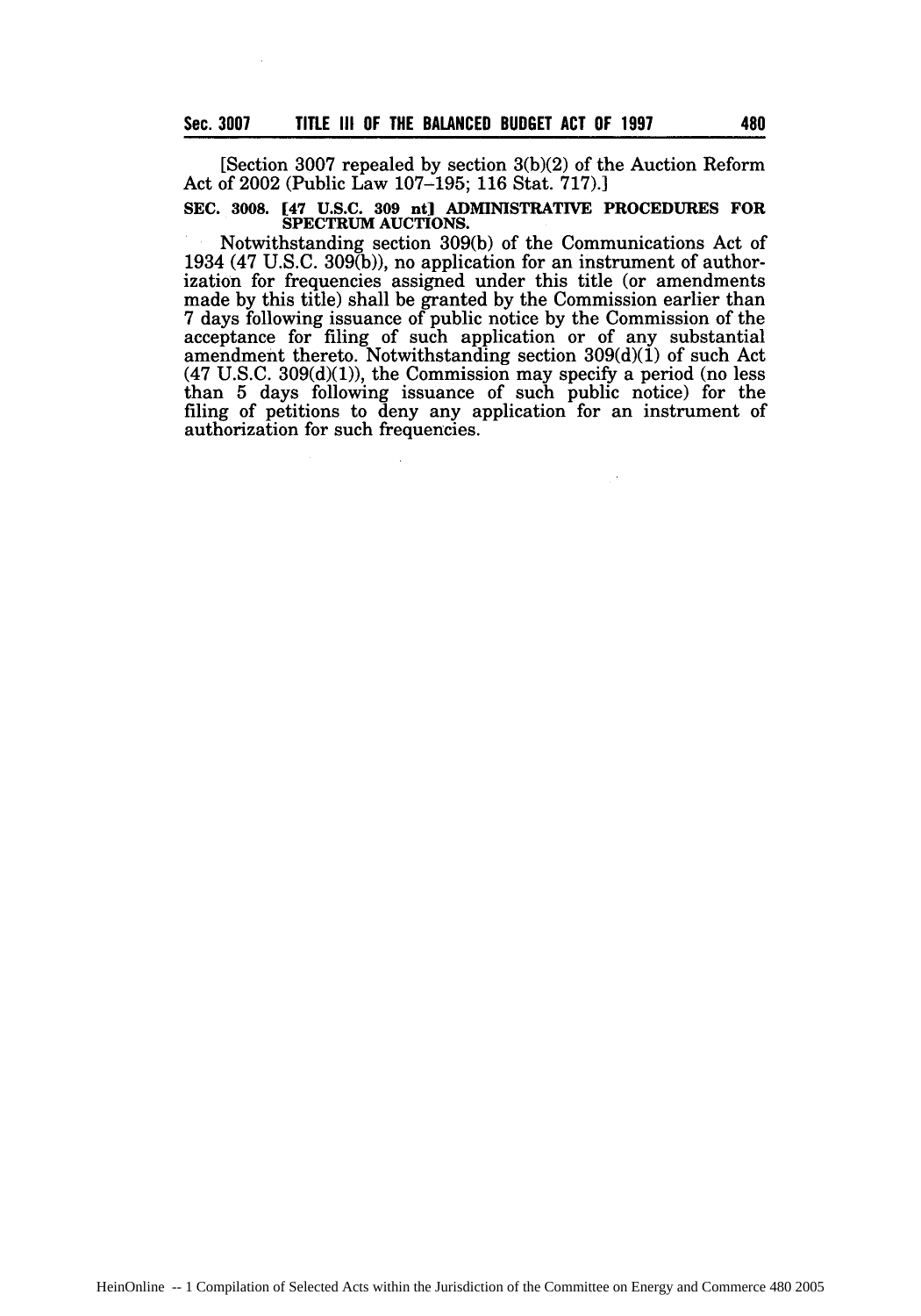[Section 3007 repealed by section 3(b)(2) of the Auction Reform Act of 2002 (Public Law 107–195; 116 Stat. 717).]

**SEC. 3008. [47 U.S.C. 309 nt] ADMINISTRATIVE PROCEDURES FOR SPECTRUM AUCTIONS.**

Notwithstanding section 309(b) of the Communications Act of 1934 (47 U.S.C. 309(b)), no application for an instrument of authorization for frequencies assigned under this title (or amendments made by this title) shall be granted by the Commission earlier than 7 days following issuance of public notice by the Commission of the acceptance for filing of such application or of any substantial amendment thereto. Notwithstanding section 309(d)(1) of such Act (47 U.S.C. 309(d)(1)), the Commission may specify a period (no less than 5 days following issuance of such public notice) for the filing of petitions to deny any application for an instrument of authorization for such frequencies.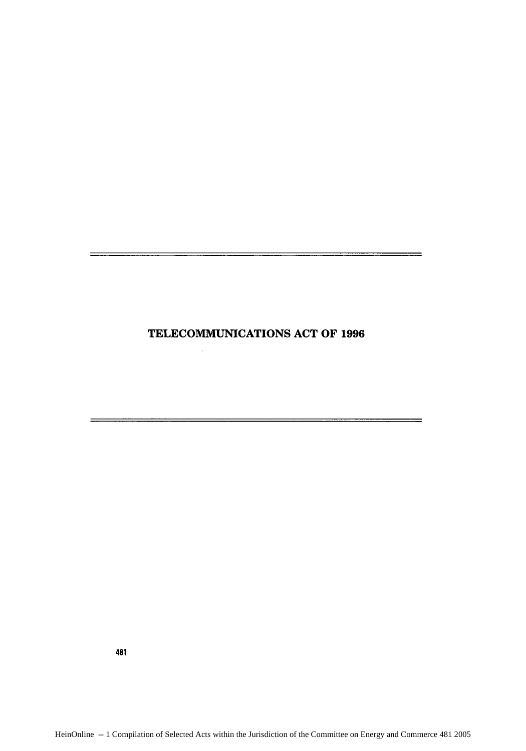# TELECOMMUNICATIONS ACT OF 1996